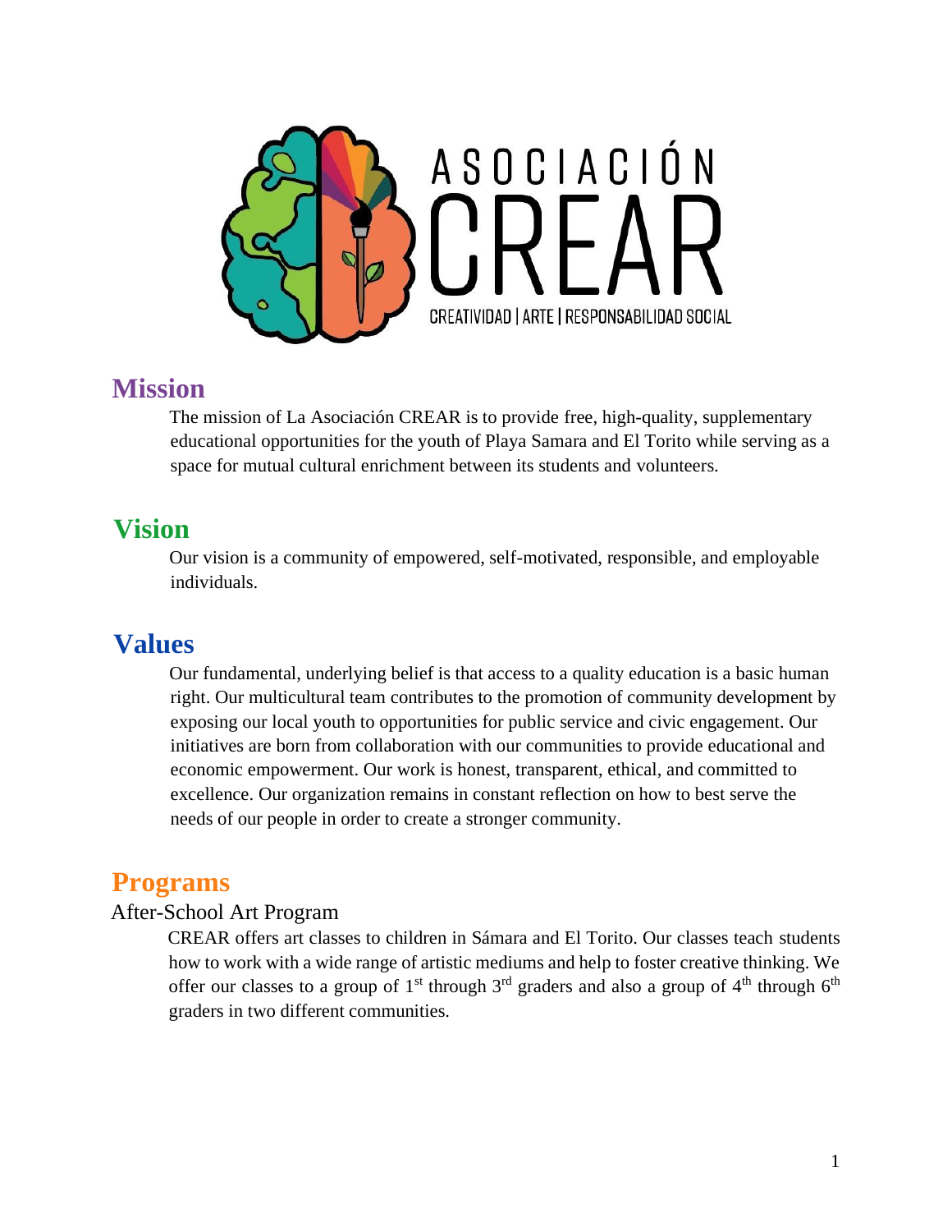ASOCIACIÓN

CREAR

CREATIVIDAD | ARTE | RESPONSABILIDAD SOCIAL

## Mission

The mission of La Asociación CREAR is to provide free, high-quality, supplementary educational opportunities for the youth of Playa Samara and El Torito while serving as a space for mutual cultural enrichment between its students and volunteers.

## Vision

Our vision is a community of empowered, self-motivated, responsible, and employable individuals.

## Values

Our fundamental, underlying belief is that access to a quality education is a basic human right. Our multicultural team contributes to the promotion of community development by exposing our local youth to opportunities for public service and civic engagement. Our initiatives are born from collaboration with our communities to provide educational and economic empowerment. Our work is honest, transparent, ethical, and committed to excellence. Our organization remains in constant reflection on how to best serve the needs of our people in order to create a stronger community.

## Programs

### After-School Art Program

CREAR offers art classes to children in Sámara and El Torito. Our classes teach students how to work with a wide range of artistic mediums and help to foster creative thinking. We offer our classes to a group of 1st through 3rd graders and also a group of 4th through 6th graders in two different communities.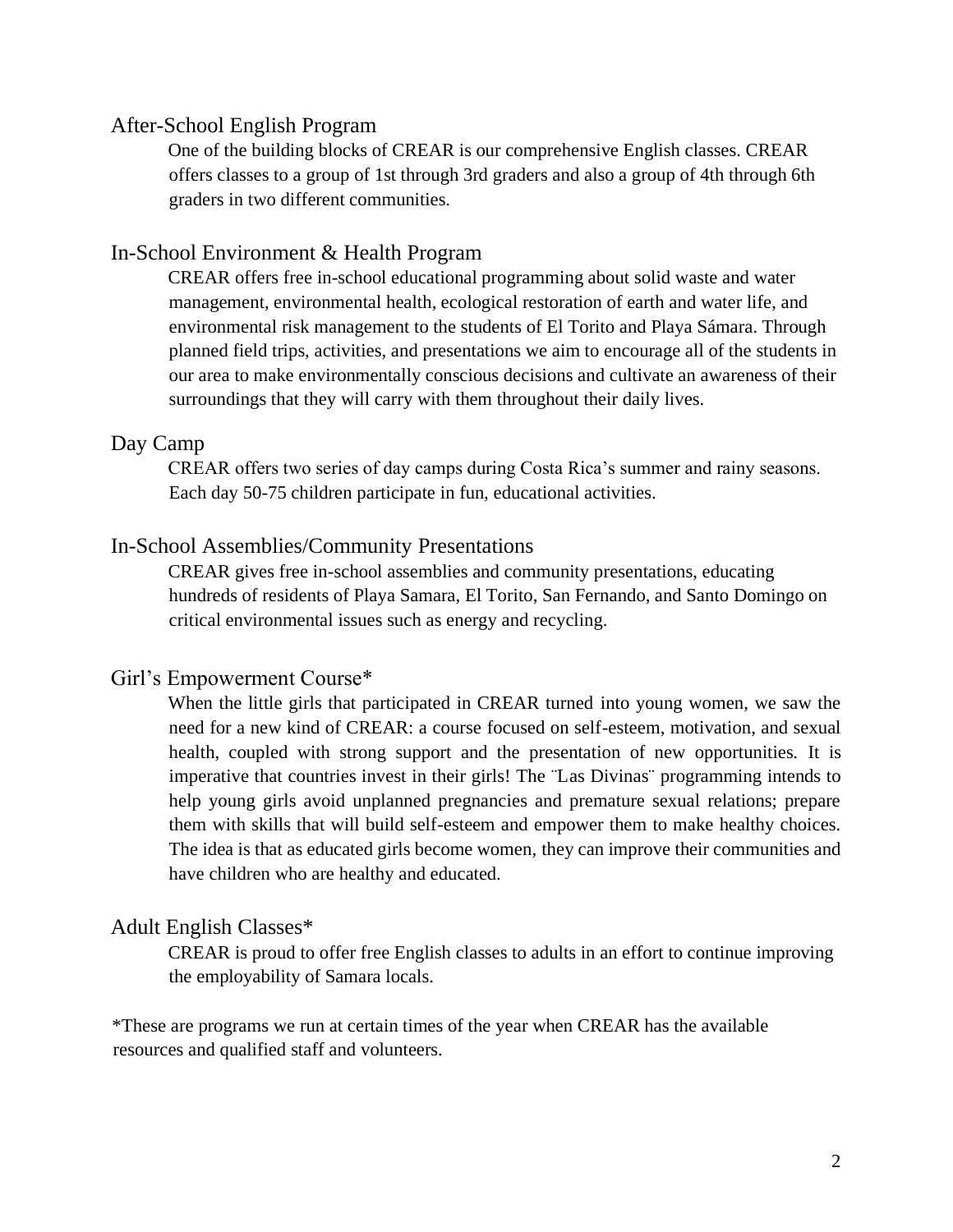## After-School English Program

One of the building blocks of CREAR is our comprehensive English classes. CREAR offers classes to a group of 1st through 3rd graders and also a group of 4th through 6th graders in two different communities.

## In-School Environment & Health Program

CREAR offers free in-school educational programming about solid waste and water management, environmental health, ecological restoration of earth and water life, and environmental risk management to the students of El Torito and Playa Sámara. Through planned field trips, activities, and presentations we aim to encourage all of the students in our area to make environmentally conscious decisions and cultivate an awareness of their surroundings that they will carry with them throughout their daily lives.

## Day Camp

CREAR offers two series of day camps during Costa Rica's summer and rainy seasons. Each day 50-75 children participate in fun, educational activities.

## In-School Assemblies/Community Presentations

CREAR gives free in-school assemblies and community presentations, educating hundreds of residents of Playa Samara, El Torito, San Fernando, and Santo Domingo on critical environmental issues such as energy and recycling.

## Girl's Empowerment Course*

When the little girls that participated in CREAR turned into young women, we saw the need for a new kind of CREAR: a course focused on self-esteem, motivation, and sexual health, coupled with strong support and the presentation of new opportunities. It is imperative that countries invest in their girls! The ¨Las Divinas¨ programming intends to help young girls avoid unplanned pregnancies and premature sexual relations; prepare them with skills that will build self-esteem and empower them to make healthy choices. The idea is that as educated girls become women, they can improve their communities and have children who are healthy and educated.

## Adult English Classes*

CREAR is proud to offer free English classes to adults in an effort to continue improving the employability of Samara locals.

*These are programs we run at certain times of the year when CREAR has the available resources and qualified staff and volunteers.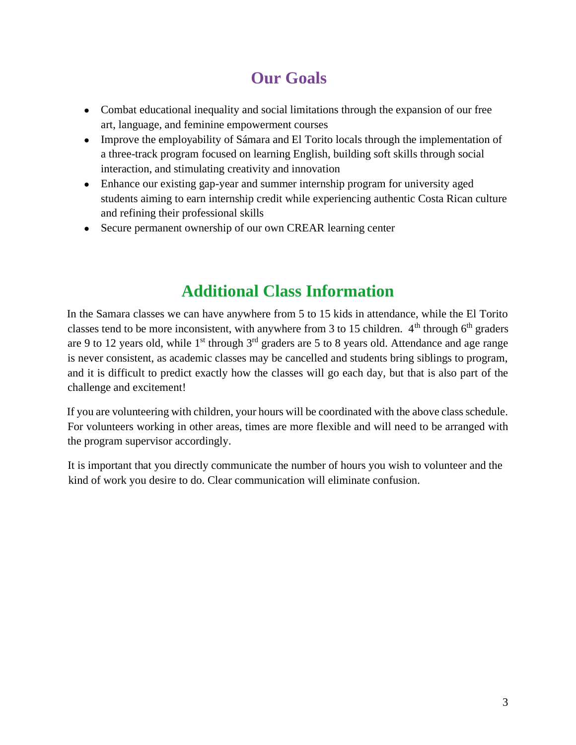## Our Goals

- Combat educational inequality and social limitations through the expansion of our free art, language, and feminine empowerment courses
- Improve the employability of Sámara and El Torito locals through the implementation of a three-track program focused on learning English, building soft skills through social interaction, and stimulating creativity and innovation
- Enhance our existing gap-year and summer internship program for university aged students aiming to earn internship credit while experiencing authentic Costa Rican culture and refining their professional skills
- Secure permanent ownership of our own CREAR learning center

## Additional Class Information

In the Samara classes we can have anywhere from 5 to 15 kids in attendance, while the El Torito classes tend to be more inconsistent, with anywhere from 3 to 15 children. 4th through 6th graders are 9 to 12 years old, while 1st through 3rd graders are 5 to 8 years old. Attendance and age range is never consistent, as academic classes may be cancelled and students bring siblings to program, and it is difficult to predict exactly how the classes will go each day, but that is also part of the challenge and excitement!

If you are volunteering with children, your hours will be coordinated with the above class schedule. For volunteers working in other areas, times are more flexible and will need to be arranged with the program supervisor accordingly.

It is important that you directly communicate the number of hours you wish to volunteer and the kind of work you desire to do. Clear communication will eliminate confusion.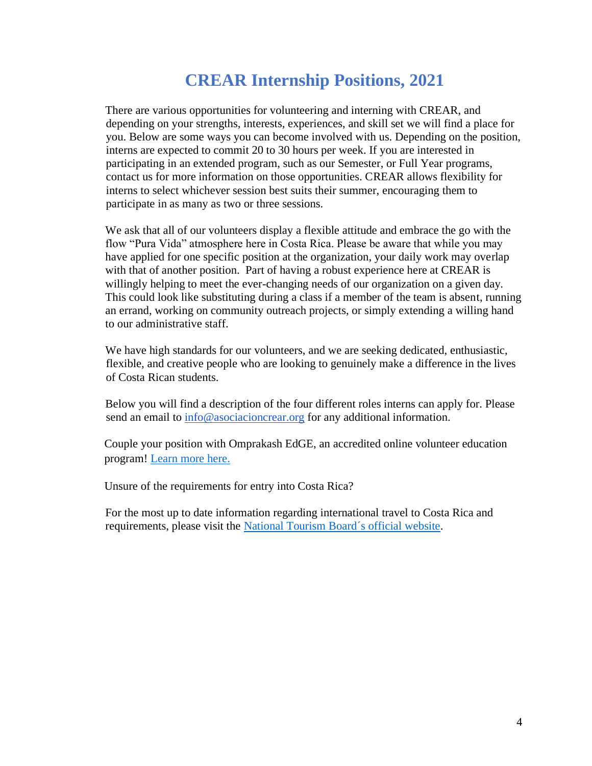# CREAR Internship Positions, 2021

There are various opportunities for volunteering and interning with CREAR, and depending on your strengths, interests, experiences, and skill set we will find a place for you. Below are some ways you can become involved with us. Depending on the position, interns are expected to commit 20 to 30 hours per week. If you are interested in participating in an extended program, such as our Semester, or Full Year programs, contact us for more information on those opportunities. CREAR allows flexibility for interns to select whichever session best suits their summer, encouraging them to participate in as many as two or three sessions.

We ask that all of our volunteers display a flexible attitude and embrace the go with the flow "Pura Vida" atmosphere here in Costa Rica. Please be aware that while you may have applied for one specific position at the organization, your daily work may overlap with that of another position. Part of having a robust experience here at CREAR is willingly helping to meet the ever-changing needs of our organization on a given day. This could look like substituting during a class if a member of the team is absent, running an errand, working on community outreach projects, or simply extending a willing hand to our administrative staff.

We have high standards for our volunteers, and we are seeking dedicated, enthusiastic, flexible, and creative people who are looking to genuinely make a difference in the lives of Costa Rican students.

Below you will find a description of the four different roles interns can apply for. Please send an email to [info@asociacioncrear.org](mailto:info@asociacioncrear.org) for any additional information.

Couple your position with Omprakash EdGE, an accredited online volunteer education program! [Learn more here.]()

Unsure of the requirements for entry into Costa Rica?

For the most up to date information regarding international travel to Costa Rica and requirements, please visit the [National Tourism Board´s official website]().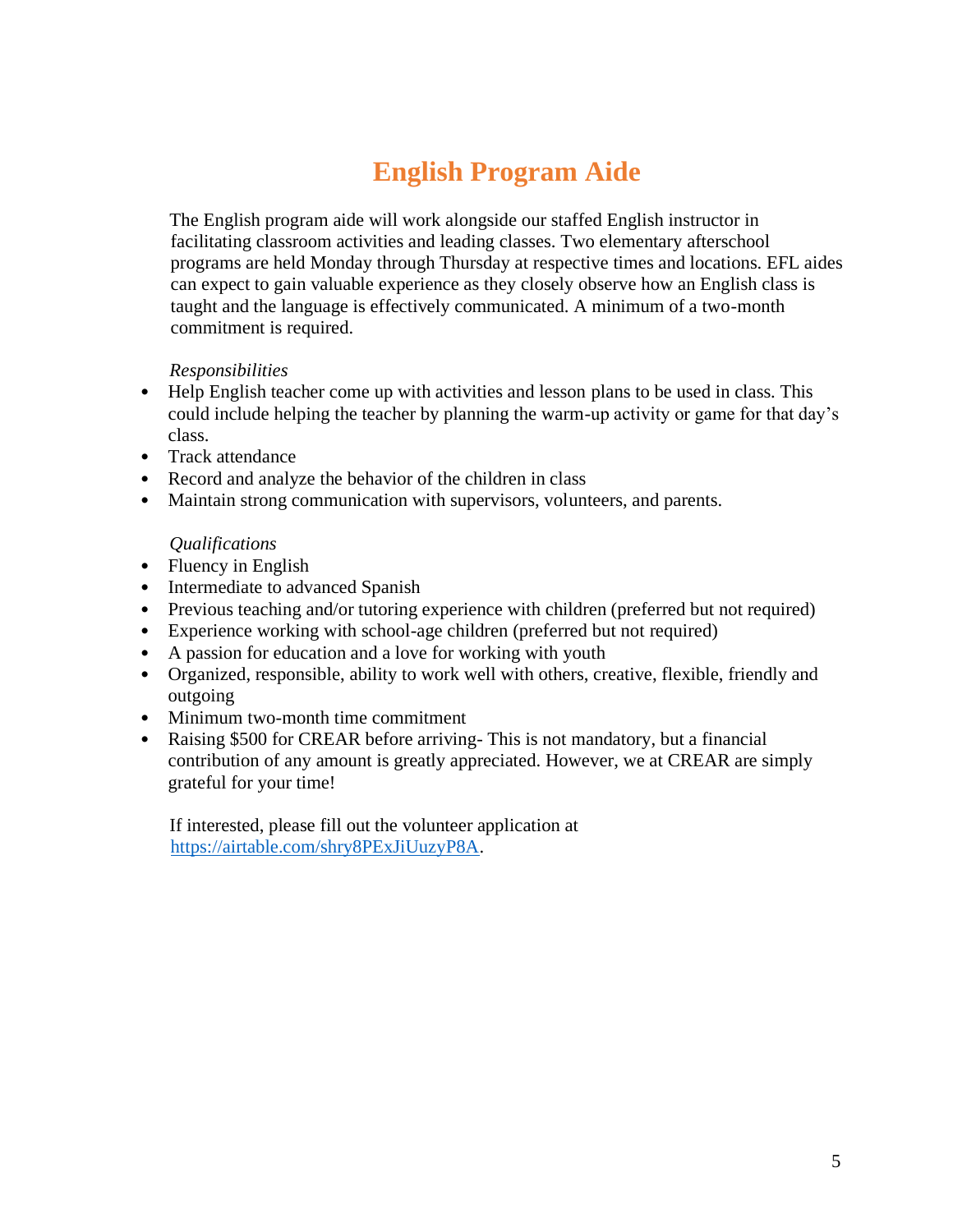# English Program Aide

The English program aide will work alongside our staffed English instructor in facilitating classroom activities and leading classes. Two elementary afterschool programs are held Monday through Thursday at respective times and locations. EFL aides can expect to gain valuable experience as they closely observe how an English class is taught and the language is effectively communicated. A minimum of a two-month commitment is required.

*Responsibilities*

- Help English teacher come up with activities and lesson plans to be used in class. This could include helping the teacher by planning the warm-up activity or game for that day's class.
- Track attendance
- Record and analyze the behavior of the children in class
- Maintain strong communication with supervisors, volunteers, and parents.

*Qualifications*

- Fluency in English
- Intermediate to advanced Spanish
- Previous teaching and/or tutoring experience with children (preferred but not required)
- Experience working with school-age children (preferred but not required)
- A passion for education and a love for working with youth
- Organized, responsible, ability to work well with others, creative, flexible, friendly and outgoing
- Minimum two-month time commitment
- Raising $500 for CREAR before arriving- This is not mandatory, but a financial contribution of any amount is greatly appreciated. However, we at CREAR are simply grateful for your time!

If interested, please fill out the volunteer application at [https://airtable.com/shry8PExJiUuzyP8A](https://airtable.com/shry8PExJiUuzyP8A).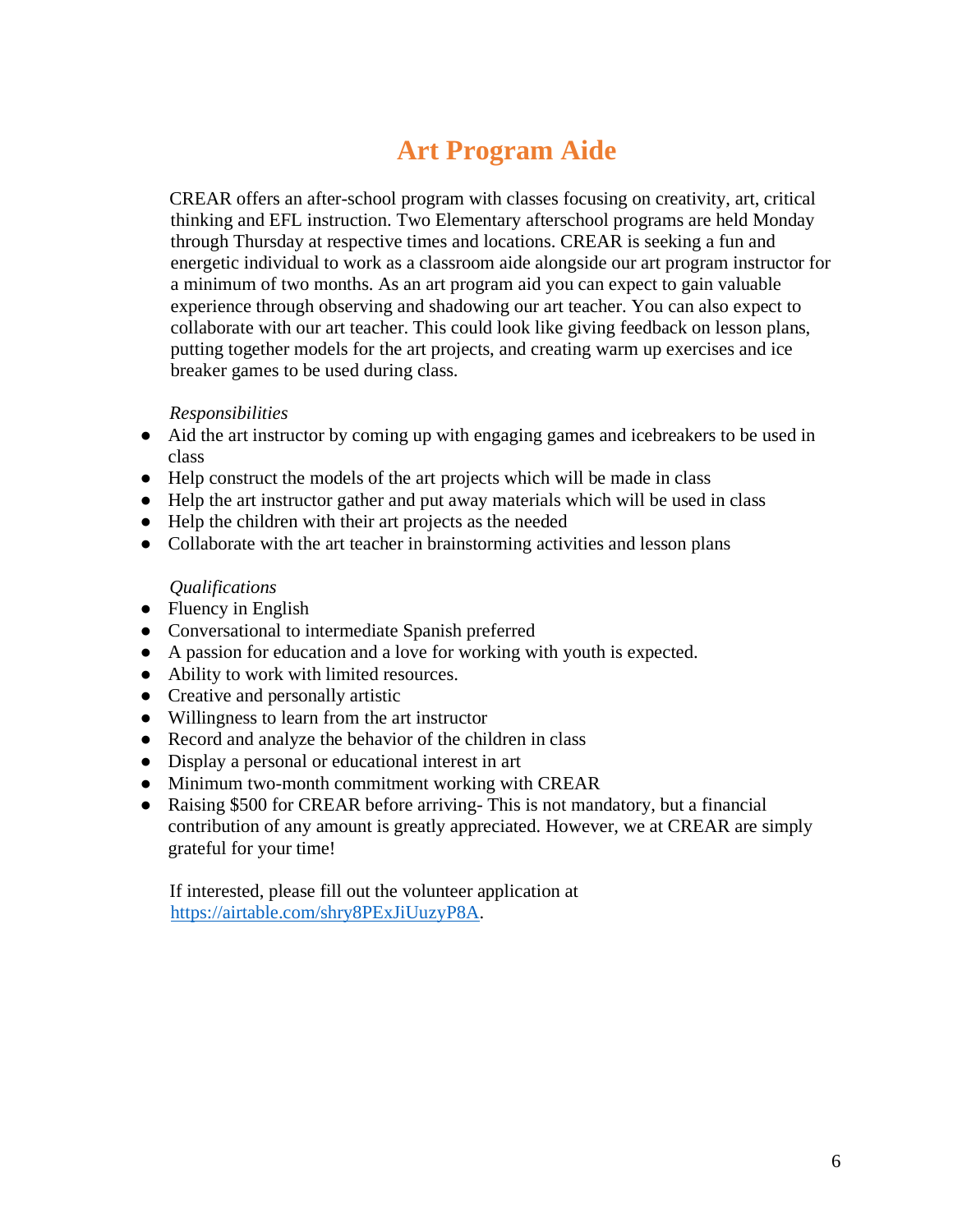# Art Program Aide

CREAR offers an after-school program with classes focusing on creativity, art, critical thinking and EFL instruction. Two Elementary afterschool programs are held Monday through Thursday at respective times and locations. CREAR is seeking a fun and energetic individual to work as a classroom aide alongside our art program instructor for a minimum of two months. As an art program aid you can expect to gain valuable experience through observing and shadowing our art teacher. You can also expect to collaborate with our art teacher. This could look like giving feedback on lesson plans, putting together models for the art projects, and creating warm up exercises and ice breaker games to be used during class.

*Responsibilities*

- Aid the art instructor by coming up with engaging games and icebreakers to be used in class
- Help construct the models of the art projects which will be made in class
- Help the art instructor gather and put away materials which will be used in class
- Help the children with their art projects as the needed
- Collaborate with the art teacher in brainstorming activities and lesson plans

*Qualifications*

- Fluency in English
- Conversational to intermediate Spanish preferred
- A passion for education and a love for working with youth is expected.
- Ability to work with limited resources.
- Creative and personally artistic
- Willingness to learn from the art instructor
- Record and analyze the behavior of the children in class
- Display a personal or educational interest in art
- Minimum two-month commitment working with CREAR
- Raising $500 for CREAR before arriving- This is not mandatory, but a financial contribution of any amount is greatly appreciated. However, we at CREAR are simply grateful for your time!

If interested, please fill out the volunteer application at [https://airtable.com/shry8PExJiUuzyP8A](https://airtable.com/shry8PExJiUuzyP8A).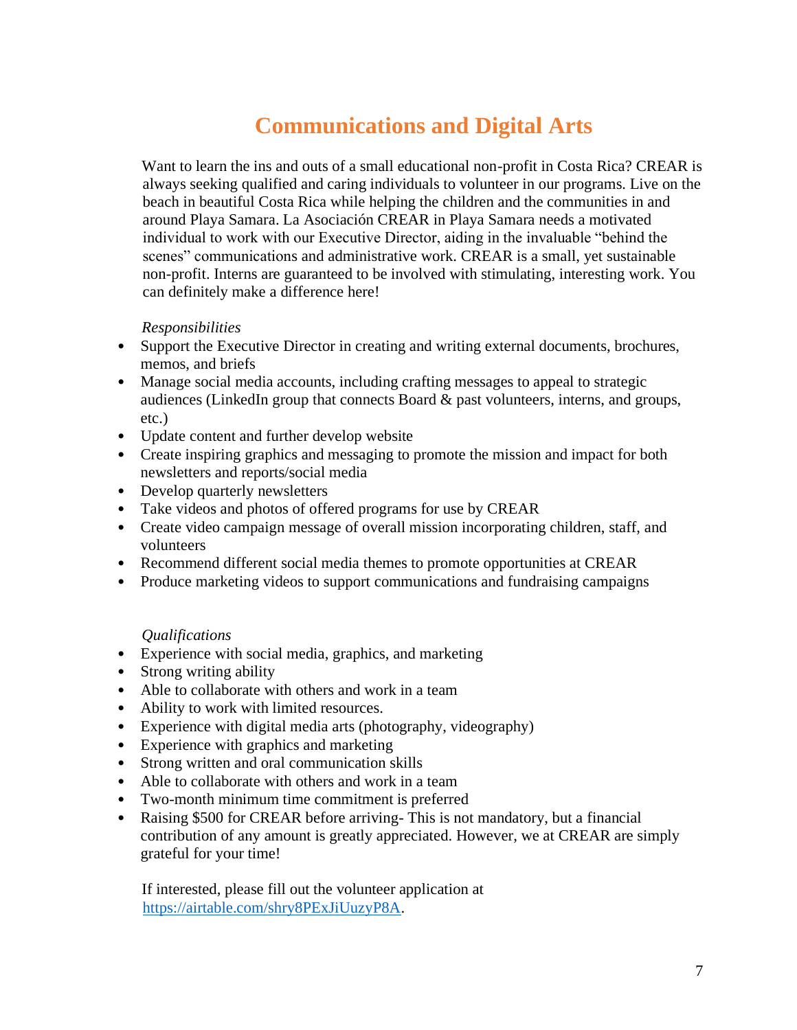# Communications and Digital Arts

Want to learn the ins and outs of a small educational non-profit in Costa Rica? CREAR is always seeking qualified and caring individuals to volunteer in our programs. Live on the beach in beautiful Costa Rica while helping the children and the communities in and around Playa Samara. La Asociación CREAR in Playa Samara needs a motivated individual to work with our Executive Director, aiding in the invaluable "behind the scenes" communications and administrative work. CREAR is a small, yet sustainable non-profit. Interns are guaranteed to be involved with stimulating, interesting work. You can definitely make a difference here!

*Responsibilities*

- Support the Executive Director in creating and writing external documents, brochures, memos, and briefs
- Manage social media accounts, including crafting messages to appeal to strategic audiences (LinkedIn group that connects Board & past volunteers, interns, and groups, etc.)
- Update content and further develop website
- Create inspiring graphics and messaging to promote the mission and impact for both newsletters and reports/social media
- Develop quarterly newsletters
- Take videos and photos of offered programs for use by CREAR
- Create video campaign message of overall mission incorporating children, staff, and volunteers
- Recommend different social media themes to promote opportunities at CREAR
- Produce marketing videos to support communications and fundraising campaigns

*Qualifications*

- Experience with social media, graphics, and marketing
- Strong writing ability
- Able to collaborate with others and work in a team
- Ability to work with limited resources.
- Experience with digital media arts (photography, videography)
- Experience with graphics and marketing
- Strong written and oral communication skills
- Able to collaborate with others and work in a team
- Two-month minimum time commitment is preferred
- Raising $500 for CREAR before arriving- This is not mandatory, but a financial contribution of any amount is greatly appreciated. However, we at CREAR are simply grateful for your time!

If interested, please fill out the volunteer application at [https://airtable.com/shry8PExJiUuzyP8A](https://airtable.com/shry8PExJiUuzyP8A).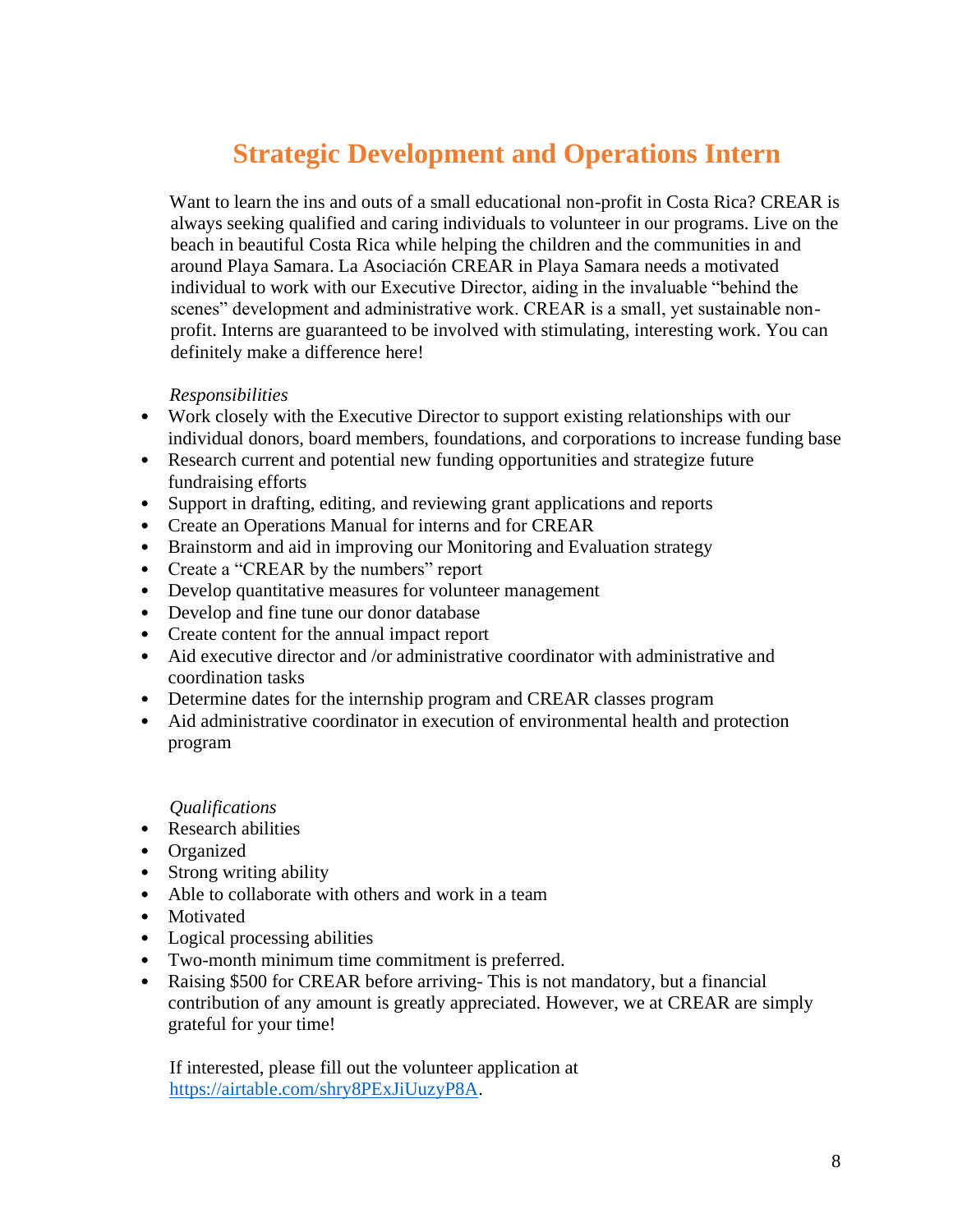# Strategic Development and Operations Intern

Want to learn the ins and outs of a small educational non-profit in Costa Rica? CREAR is always seeking qualified and caring individuals to volunteer in our programs. Live on the beach in beautiful Costa Rica while helping the children and the communities in and around Playa Samara. La Asociación CREAR in Playa Samara needs a motivated individual to work with our Executive Director, aiding in the invaluable "behind the scenes" development and administrative work. CREAR is a small, yet sustainable non-profit. Interns are guaranteed to be involved with stimulating, interesting work. You can definitely make a difference here!

*Responsibilities*

- Work closely with the Executive Director to support existing relationships with our individual donors, board members, foundations, and corporations to increase funding base
- Research current and potential new funding opportunities and strategize future fundraising efforts
- Support in drafting, editing, and reviewing grant applications and reports
- Create an Operations Manual for interns and for CREAR
- Brainstorm and aid in improving our Monitoring and Evaluation strategy
- Create a "CREAR by the numbers" report
- Develop quantitative measures for volunteer management
- Develop and fine tune our donor database
- Create content for the annual impact report
- Aid executive director and /or administrative coordinator with administrative and coordination tasks
- Determine dates for the internship program and CREAR classes program
- Aid administrative coordinator in execution of environmental health and protection program

*Qualifications*

- Research abilities
- Organized
- Strong writing ability
- Able to collaborate with others and work in a team
- Motivated
- Logical processing abilities
- Two-month minimum time commitment is preferred.
- Raising $500 for CREAR before arriving- This is not mandatory, but a financial contribution of any amount is greatly appreciated. However, we at CREAR are simply grateful for your time!

If interested, please fill out the volunteer application at https://airtable.com/shry8PExJiUuzyP8A.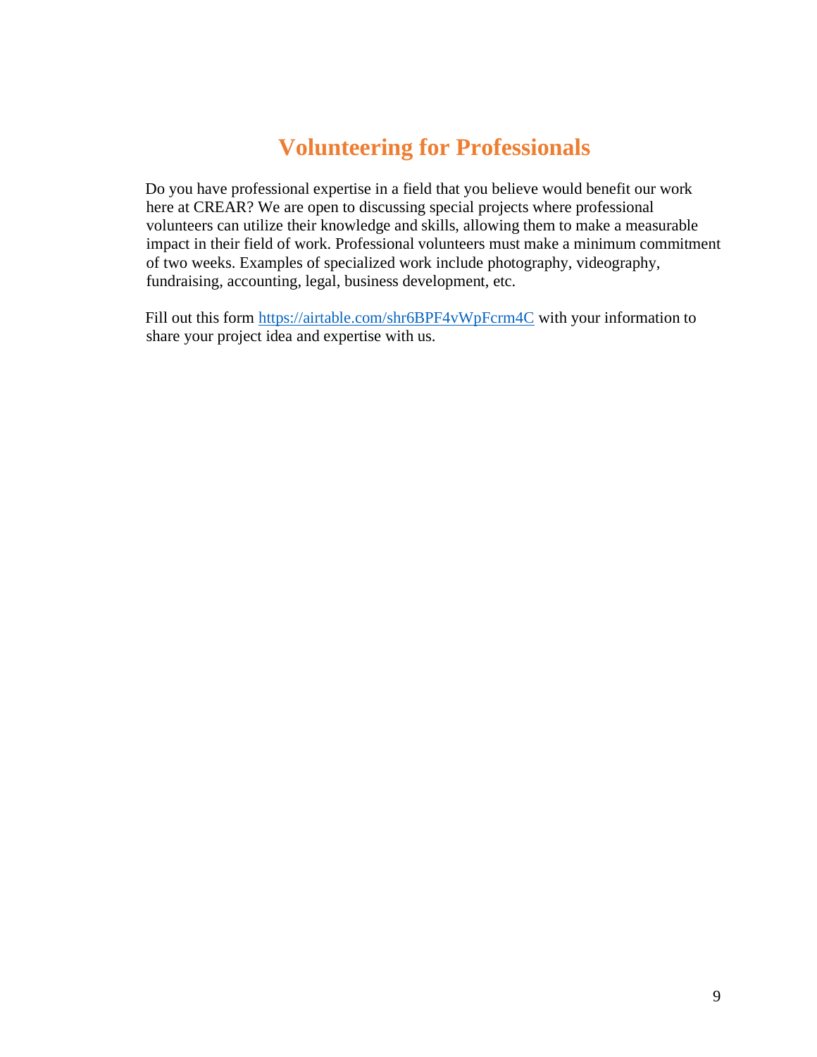# Volunteering for Professionals

Do you have professional expertise in a field that you believe would benefit our work here at CREAR? We are open to discussing special projects where professional volunteers can utilize their knowledge and skills, allowing them to make a measurable impact in their field of work. Professional volunteers must make a minimum commitment of two weeks. Examples of specialized work include photography, videography, fundraising, accounting, legal, business development, etc.

Fill out this form [https://airtable.com/shr6BPF4vWpFcrm4C](https://airtable.com/shr6BPF4vWpFcrm4C) with your information to share your project idea and expertise with us.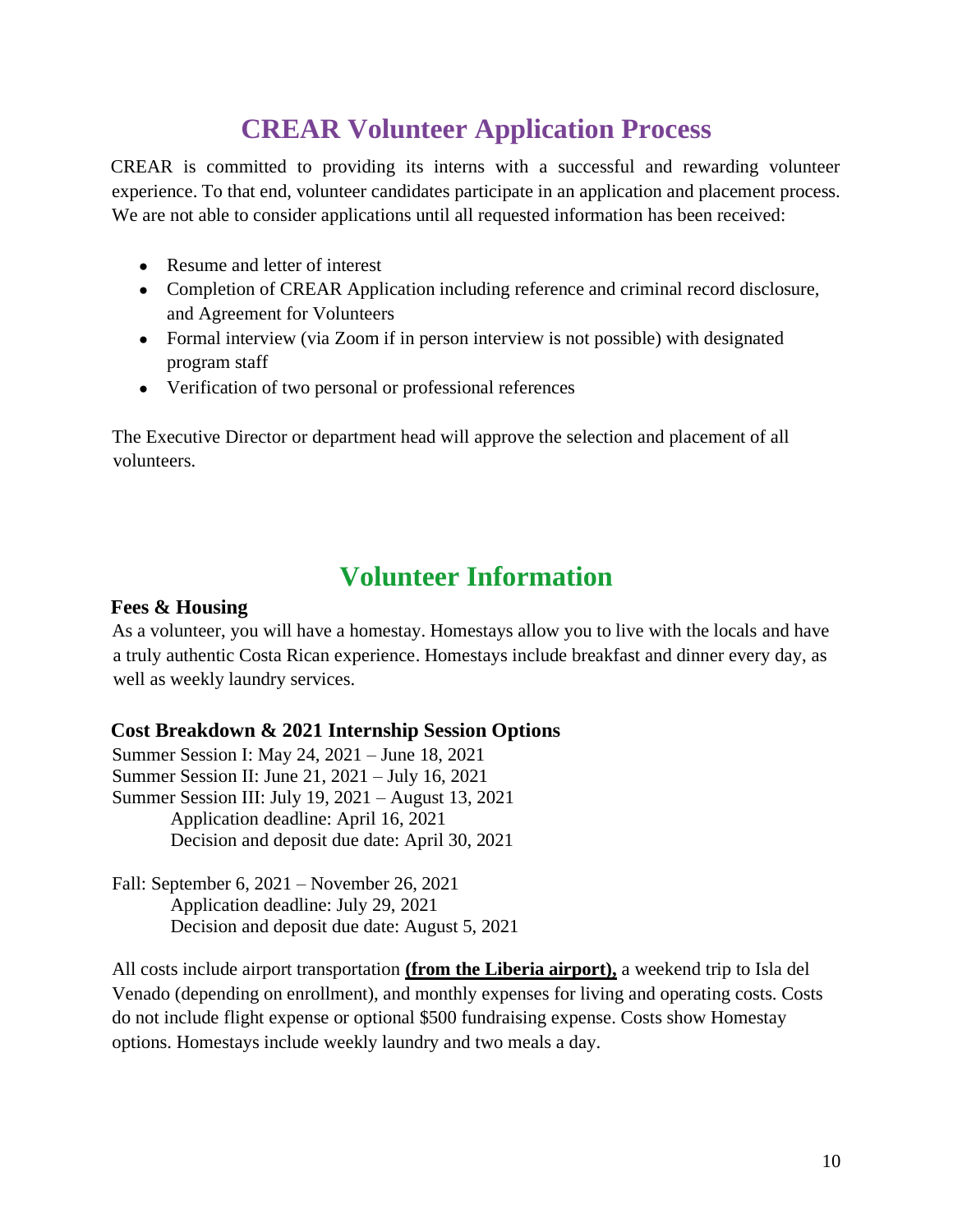# CREAR Volunteer Application Process

CREAR is committed to providing its interns with a successful and rewarding volunteer experience. To that end, volunteer candidates participate in an application and placement process. We are not able to consider applications until all requested information has been received:

- Resume and letter of interest
- Completion of CREAR Application including reference and criminal record disclosure, and Agreement for Volunteers
- Formal interview (via Zoom if in person interview is not possible) with designated program staff
- Verification of two personal or professional references

The Executive Director or department head will approve the selection and placement of all volunteers.

# Volunteer Information

### Fees & Housing

As a volunteer, you will have a homestay. Homestays allow you to live with the locals and have a truly authentic Costa Rican experience. Homestays include breakfast and dinner every day, as well as weekly laundry services.

### Cost Breakdown & 2021 Internship Session Options

Summer Session I: May 24, 2021 – June 18, 2021
Summer Session II: June 21, 2021 – July 16, 2021
Summer Session III: July 19, 2021 – August 13, 2021
    Application deadline: April 16, 2021
    Decision and deposit due date: April 30, 2021

Fall: September 6, 2021 – November 26, 2021
    Application deadline: July 29, 2021
    Decision and deposit due date: August 5, 2021

All costs include airport transportation **(from the Liberia airport),** a weekend trip to Isla del Venado (depending on enrollment), and monthly expenses for living and operating costs. Costs do not include flight expense or optional $500 fundraising expense. Costs show Homestay options. Homestays include weekly laundry and two meals a day.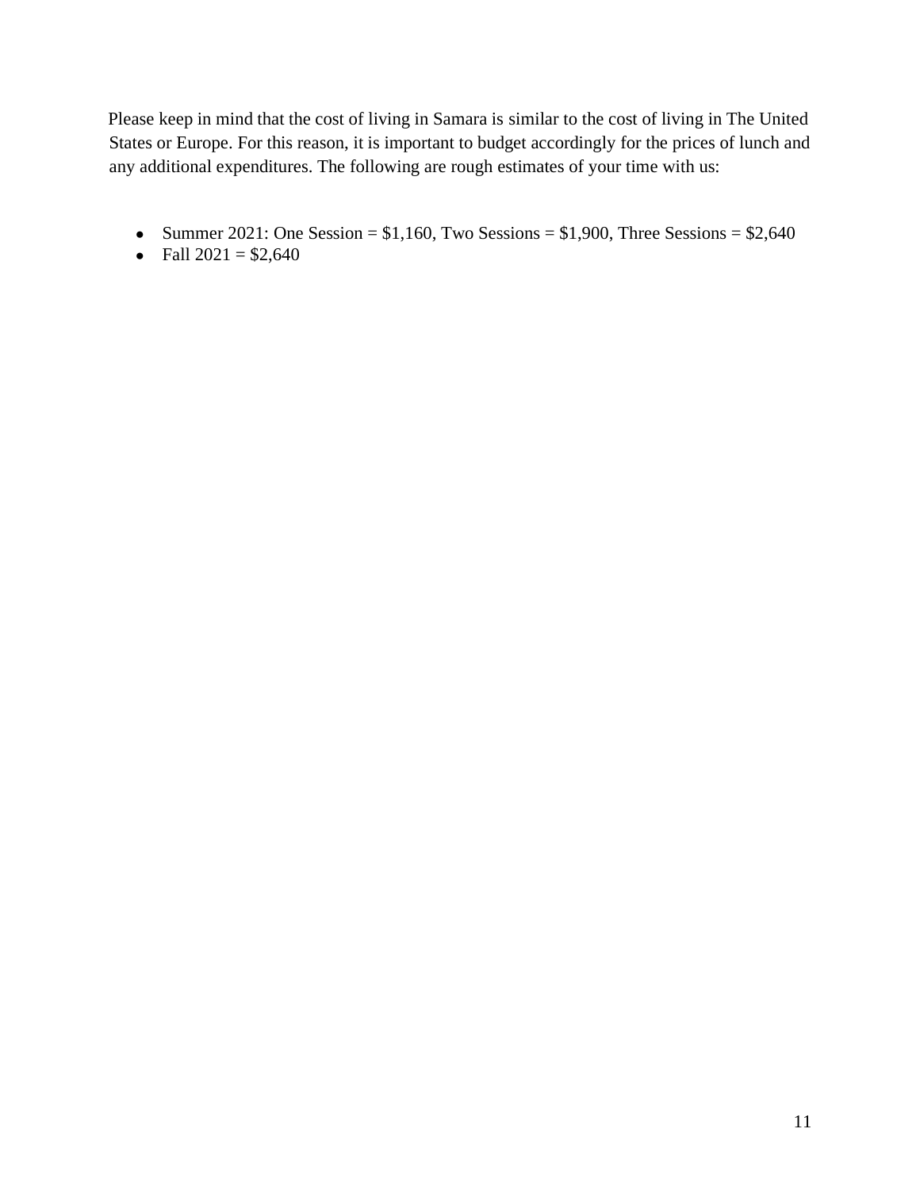Please keep in mind that the cost of living in Samara is similar to the cost of living in The United States or Europe. For this reason, it is important to budget accordingly for the prices of lunch and any additional expenditures. The following are rough estimates of your time with us:

- Summer 2021: One Session = $1,160, Two Sessions = $1,900, Three Sessions = $2,640
- Fall 2021 = $2,640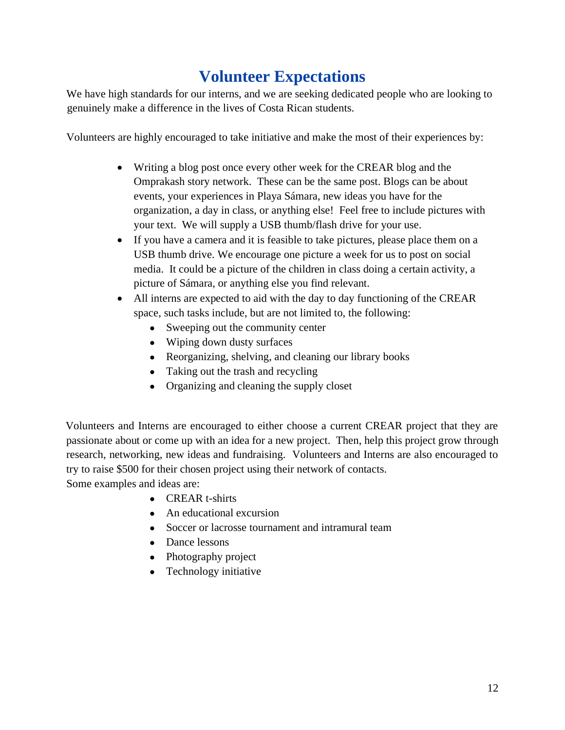# Volunteer Expectations

We have high standards for our interns, and we are seeking dedicated people who are looking to genuinely make a difference in the lives of Costa Rican students.

Volunteers are highly encouraged to take initiative and make the most of their experiences by:

- Writing a blog post once every other week for the CREAR blog and the Omprakash story network. These can be the same post. Blogs can be about events, your experiences in Playa Sámara, new ideas you have for the organization, a day in class, or anything else! Feel free to include pictures with your text. We will supply a USB thumb/flash drive for your use.
- If you have a camera and it is feasible to take pictures, please place them on a USB thumb drive. We encourage one picture a week for us to post on social media. It could be a picture of the children in class doing a certain activity, a picture of Sámara, or anything else you find relevant.
- All interns are expected to aid with the day to day functioning of the CREAR space, such tasks include, but are not limited to, the following:
  - Sweeping out the community center
  - Wiping down dusty surfaces
  - Reorganizing, shelving, and cleaning our library books
  - Taking out the trash and recycling
  - Organizing and cleaning the supply closet

Volunteers and Interns are encouraged to either choose a current CREAR project that they are passionate about or come up with an idea for a new project. Then, help this project grow through research, networking, new ideas and fundraising. Volunteers and Interns are also encouraged to try to raise $500 for their chosen project using their network of contacts.
Some examples and ideas are:

- CREAR t-shirts
- An educational excursion
- Soccer or lacrosse tournament and intramural team
- Dance lessons
- Photography project
- Technology initiative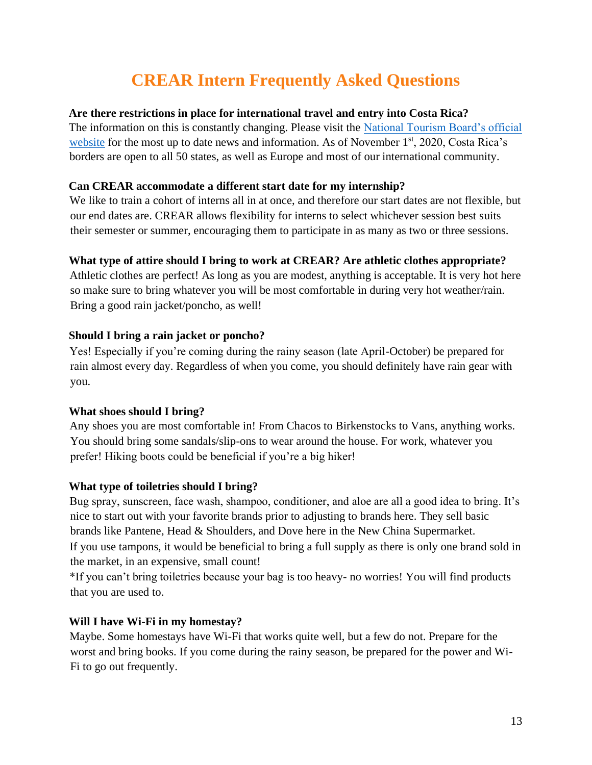# CREAR Intern Frequently Asked Questions

**Are there restrictions in place for international travel and entry into Costa Rica?**

The information on this is constantly changing. Please visit the [National Tourism Board's official website](#) for the most up to date news and information. As of November 1st, 2020, Costa Rica's borders are open to all 50 states, as well as Europe and most of our international community.

**Can CREAR accommodate a different start date for my internship?**

We like to train a cohort of interns all in at once, and therefore our start dates are not flexible, but our end dates are. CREAR allows flexibility for interns to select whichever session best suits their semester or summer, encouraging them to participate in as many as two or three sessions.

**What type of attire should I bring to work at CREAR? Are athletic clothes appropriate?**

Athletic clothes are perfect! As long as you are modest, anything is acceptable. It is very hot here so make sure to bring whatever you will be most comfortable in during very hot weather/rain. Bring a good rain jacket/poncho, as well!

**Should I bring a rain jacket or poncho?**

Yes! Especially if you're coming during the rainy season (late April-October) be prepared for rain almost every day. Regardless of when you come, you should definitely have rain gear with you.

**What shoes should I bring?**

Any shoes you are most comfortable in! From Chacos to Birkenstocks to Vans, anything works. You should bring some sandals/slip-ons to wear around the house. For work, whatever you prefer! Hiking boots could be beneficial if you're a big hiker!

**What type of toiletries should I bring?**

Bug spray, sunscreen, face wash, shampoo, conditioner, and aloe are all a good idea to bring. It's nice to start out with your favorite brands prior to adjusting to brands here. They sell basic brands like Pantene, Head & Shoulders, and Dove here in the New China Supermarket.

If you use tampons, it would be beneficial to bring a full supply as there is only one brand sold in the market, in an expensive, small count!

*If you can't bring toiletries because your bag is too heavy- no worries! You will find products that you are used to.

**Will I have Wi-Fi in my homestay?**

Maybe. Some homestays have Wi-Fi that works quite well, but a few do not. Prepare for the worst and bring books. If you come during the rainy season, be prepared for the power and Wi-Fi to go out frequently.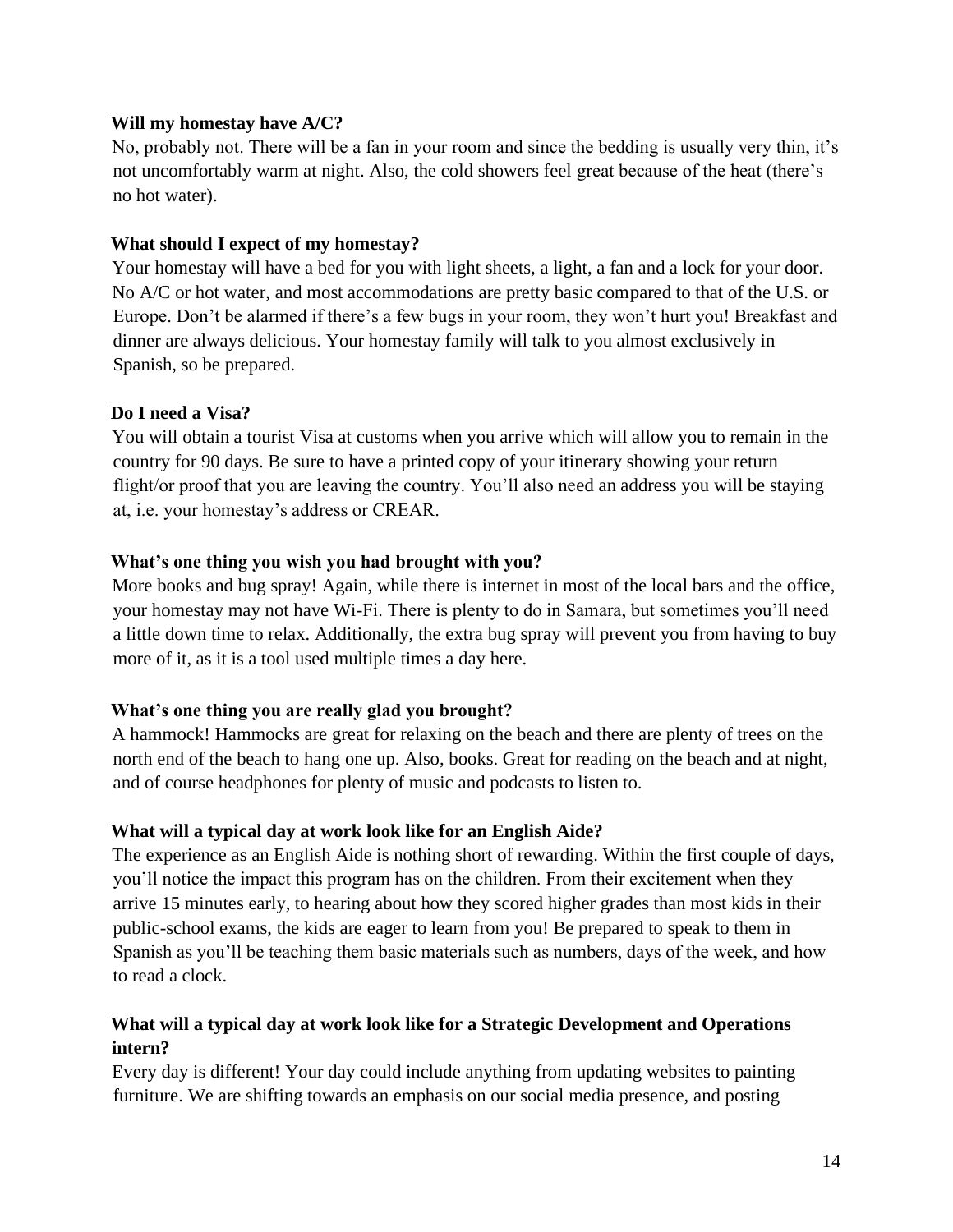**Will my homestay have A/C?**

No, probably not. There will be a fan in your room and since the bedding is usually very thin, it's not uncomfortably warm at night. Also, the cold showers feel great because of the heat (there's no hot water).

**What should I expect of my homestay?**

Your homestay will have a bed for you with light sheets, a light, a fan and a lock for your door. No A/C or hot water, and most accommodations are pretty basic compared to that of the U.S. or Europe. Don't be alarmed if there's a few bugs in your room, they won't hurt you! Breakfast and dinner are always delicious. Your homestay family will talk to you almost exclusively in Spanish, so be prepared.

**Do I need a Visa?**

You will obtain a tourist Visa at customs when you arrive which will allow you to remain in the country for 90 days. Be sure to have a printed copy of your itinerary showing your return flight/or proof that you are leaving the country. You'll also need an address you will be staying at, i.e. your homestay's address or CREAR.

**What's one thing you wish you had brought with you?**

More books and bug spray! Again, while there is internet in most of the local bars and the office, your homestay may not have Wi-Fi. There is plenty to do in Samara, but sometimes you'll need a little down time to relax. Additionally, the extra bug spray will prevent you from having to buy more of it, as it is a tool used multiple times a day here.

**What's one thing you are really glad you brought?**

A hammock! Hammocks are great for relaxing on the beach and there are plenty of trees on the north end of the beach to hang one up. Also, books. Great for reading on the beach and at night, and of course headphones for plenty of music and podcasts to listen to.

**What will a typical day at work look like for an English Aide?**

The experience as an English Aide is nothing short of rewarding. Within the first couple of days, you'll notice the impact this program has on the children. From their excitement when they arrive 15 minutes early, to hearing about how they scored higher grades than most kids in their public-school exams, the kids are eager to learn from you! Be prepared to speak to them in Spanish as you'll be teaching them basic materials such as numbers, days of the week, and how to read a clock.

**What will a typical day at work look like for a Strategic Development and Operations intern?**

Every day is different! Your day could include anything from updating websites to painting furniture. We are shifting towards an emphasis on our social media presence, and posting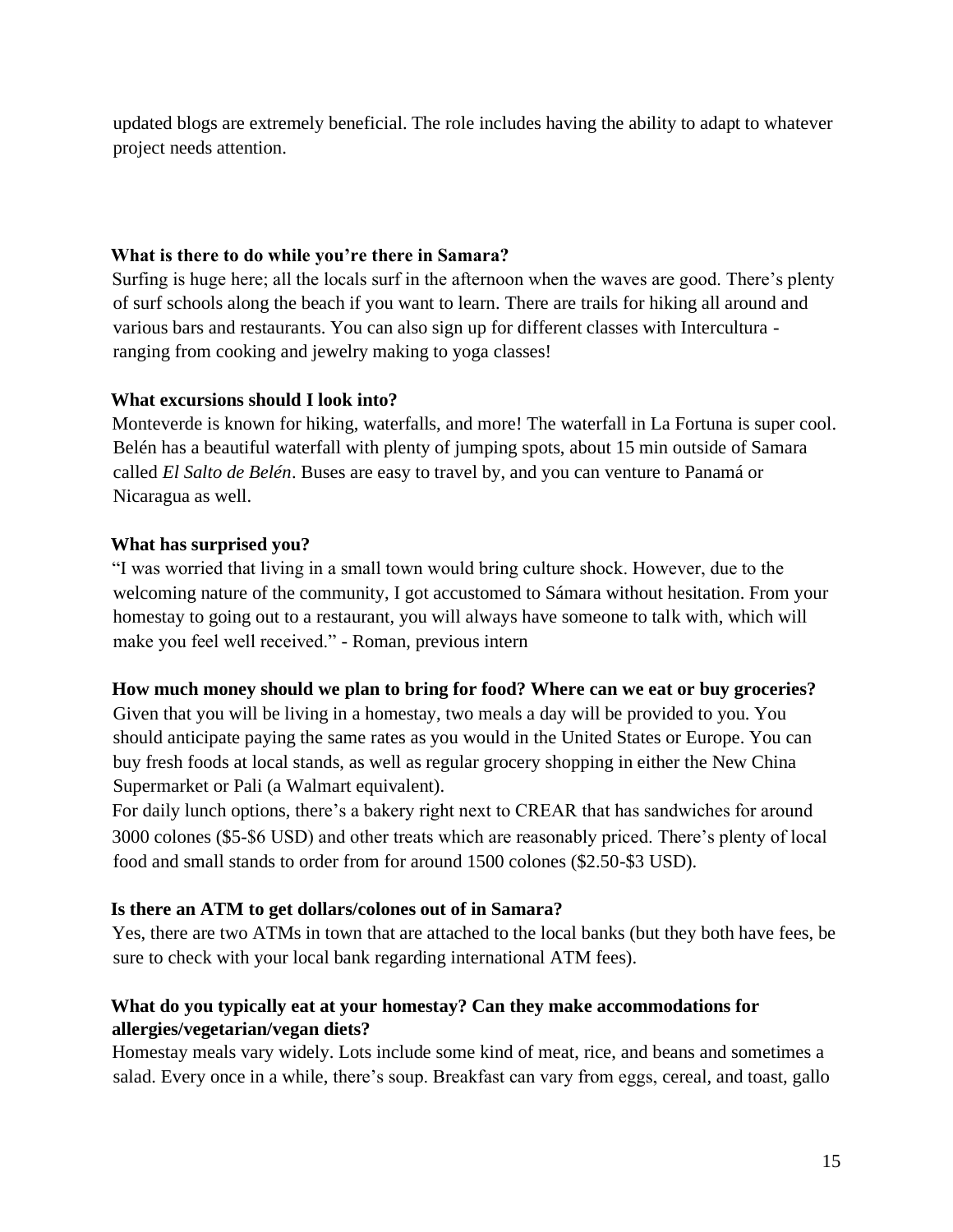updated blogs are extremely beneficial. The role includes having the ability to adapt to whatever project needs attention.

**What is there to do while you're there in Samara?**

Surfing is huge here; all the locals surf in the afternoon when the waves are good. There's plenty of surf schools along the beach if you want to learn. There are trails for hiking all around and various bars and restaurants. You can also sign up for different classes with Intercultura - ranging from cooking and jewelry making to yoga classes!

**What excursions should I look into?**

Monteverde is known for hiking, waterfalls, and more! The waterfall in La Fortuna is super cool. Belén has a beautiful waterfall with plenty of jumping spots, about 15 min outside of Samara called *El Salto de Belén*. Buses are easy to travel by, and you can venture to Panamá or Nicaragua as well.

**What has surprised you?**

"I was worried that living in a small town would bring culture shock. However, due to the welcoming nature of the community, I got accustomed to Sámara without hesitation. From your homestay to going out to a restaurant, you will always have someone to talk with, which will make you feel well received." - Roman, previous intern

**How much money should we plan to bring for food? Where can we eat or buy groceries?**

Given that you will be living in a homestay, two meals a day will be provided to you. You should anticipate paying the same rates as you would in the United States or Europe. You can buy fresh foods at local stands, as well as regular grocery shopping in either the New China Supermarket or Pali (a Walmart equivalent).

For daily lunch options, there's a bakery right next to CREAR that has sandwiches for around 3000 colones ($5-$6 USD) and other treats which are reasonably priced. There's plenty of local food and small stands to order from for around 1500 colones ($2.50-$3 USD).

**Is there an ATM to get dollars/colones out of in Samara?**

Yes, there are two ATMs in town that are attached to the local banks (but they both have fees, be sure to check with your local bank regarding international ATM fees).

**What do you typically eat at your homestay? Can they make accommodations for allergies/vegetarian/vegan diets?**

Homestay meals vary widely. Lots include some kind of meat, rice, and beans and sometimes a salad. Every once in a while, there's soup. Breakfast can vary from eggs, cereal, and toast, gallo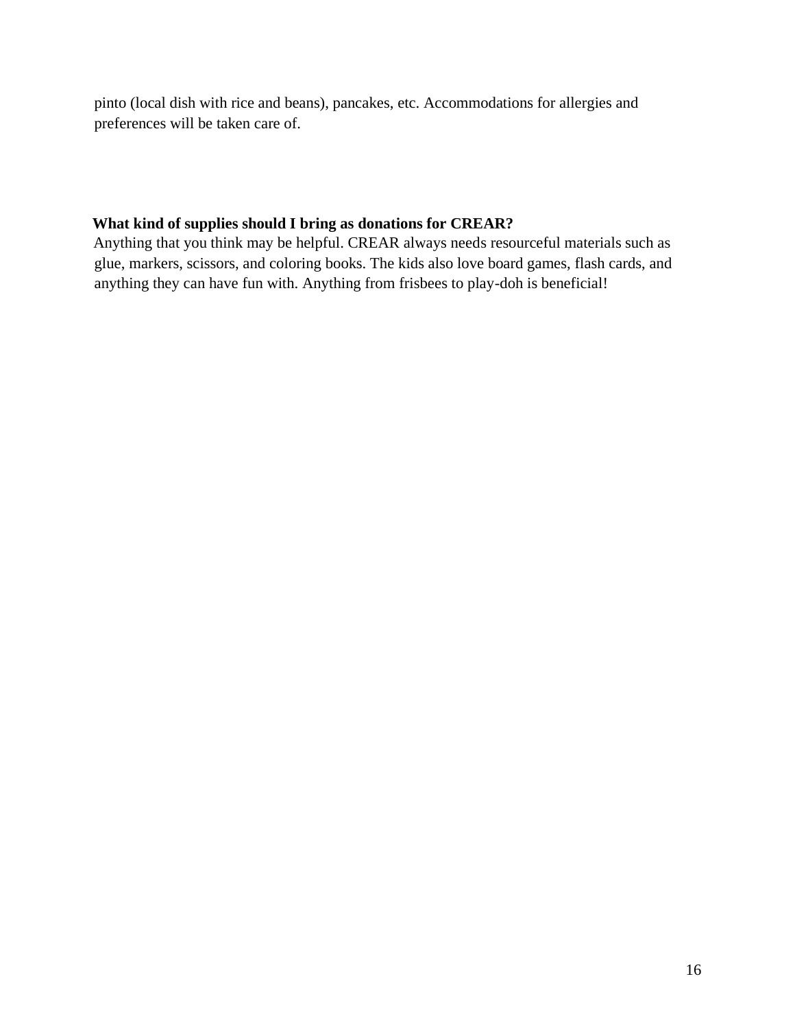pinto (local dish with rice and beans), pancakes, etc. Accommodations for allergies and preferences will be taken care of.

**What kind of supplies should I bring as donations for CREAR?**

Anything that you think may be helpful. CREAR always needs resourceful materials such as glue, markers, scissors, and coloring books. The kids also love board games, flash cards, and anything they can have fun with. Anything from frisbees to play-doh is beneficial!